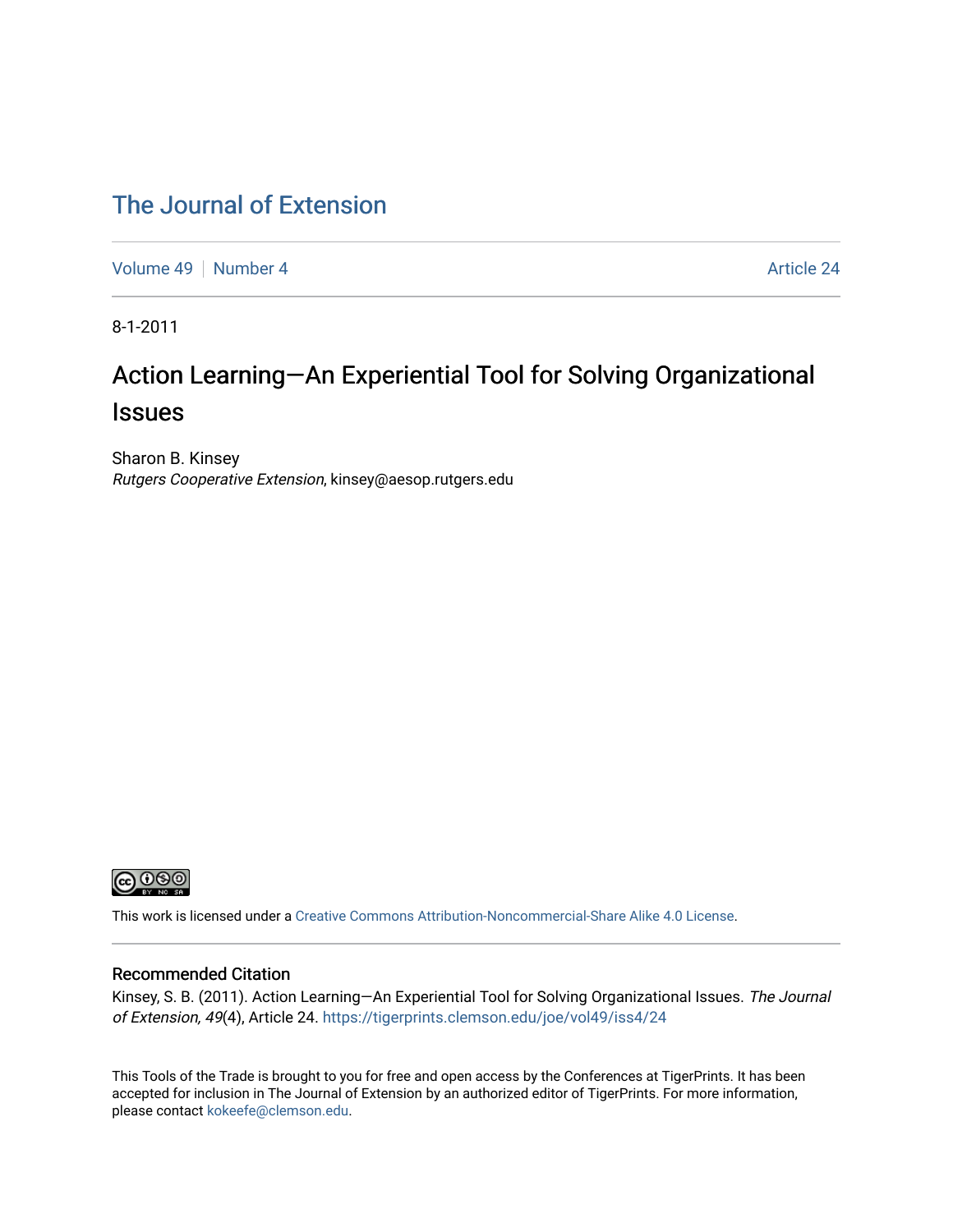# The Journal of Extension

Volume 49 | Number 4 | Article 24

8-1-2011

## Action Learning—An Experiential Tool for Solving Organizational Issues

Sharon B. Kinsey
*Rutgers Cooperative Extension*, kinsey@aesop.rutgers.edu

This work is licensed under a Creative Commons Attribution-Noncommercial-Share Alike 4.0 License.

### Recommended Citation

Kinsey, S. B. (2011). Action Learning—An Experiential Tool for Solving Organizational Issues. *The Journal of Extension, 49*(4), Article 24. https://tigerprints.clemson.edu/joe/vol49/iss4/24

This Tools of the Trade is brought to you for free and open access by the Conferences at TigerPrints. It has been accepted for inclusion in The Journal of Extension by an authorized editor of TigerPrints. For more information, please contact kokeefe@clemson.edu.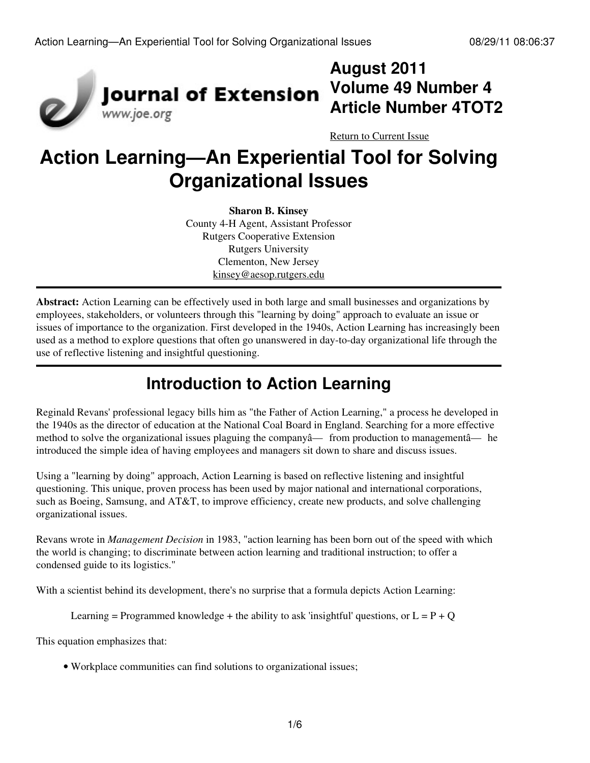**August 2011**
**Volume 49 Number 4**
**Article Number 4TOT2**

Return to Current Issue

# Action Learning—An Experiential Tool for Solving Organizational Issues

**Sharon B. Kinsey**
County 4-H Agent, Assistant Professor
Rutgers Cooperative Extension
Rutgers University
Clementon, New Jersey
kinsey@aesop.rutgers.edu

---

**Abstract:** Action Learning can be effectively used in both large and small businesses and organizations by employees, stakeholders, or volunteers through this "learning by doing" approach to evaluate an issue or issues of importance to the organization. First developed in the 1940s, Action Learning has increasingly been used as a method to explore questions that often go unanswered in day-to-day organizational life through the use of reflective listening and insightful questioning.

---

## Introduction to Action Learning

Reginald Revans' professional legacy bills him as "the Father of Action Learning," a process he developed in the 1940s as the director of education at the National Coal Board in England. Searching for a more effective method to solve the organizational issues plaguing the companyâ— from production to managementâ— he introduced the simple idea of having employees and managers sit down to share and discuss issues.

Using a "learning by doing" approach, Action Learning is based on reflective listening and insightful questioning. This unique, proven process has been used by major national and international corporations, such as Boeing, Samsung, and AT&T, to improve efficiency, create new products, and solve challenging organizational issues.

Revans wrote in *Management Decision* in 1983, "action learning has been born out of the speed with which the world is changing; to discriminate between action learning and traditional instruction; to offer a condensed guide to its logistics."

With a scientist behind its development, there's no surprise that a formula depicts Action Learning:

Learning = Programmed knowledge + the ability to ask 'insightful' questions, or $L = P + Q$

This equation emphasizes that:

- Workplace communities can find solutions to organizational issues;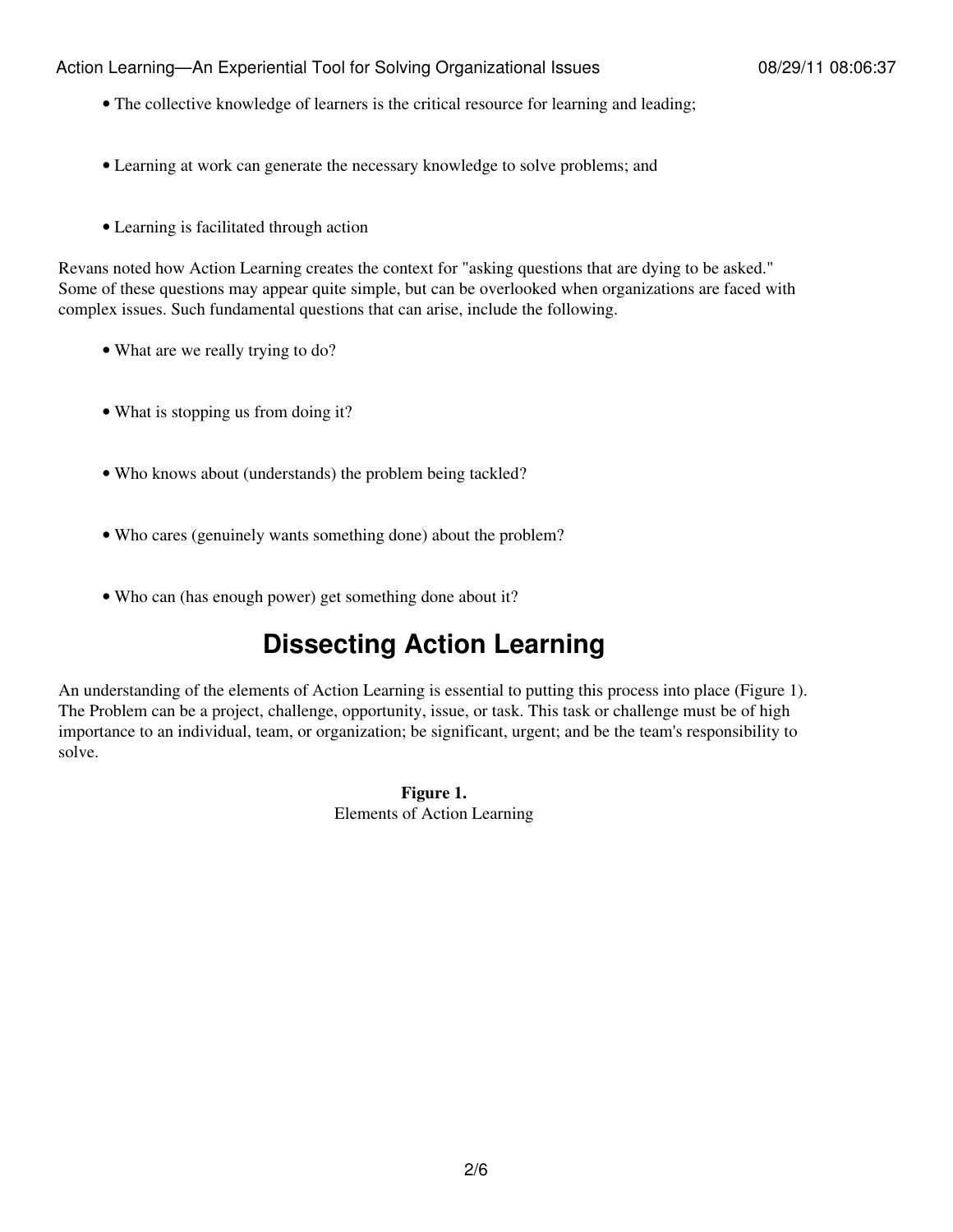- The collective knowledge of learners is the critical resource for learning and leading;
- Learning at work can generate the necessary knowledge to solve problems; and
- Learning is facilitated through action

Revans noted how Action Learning creates the context for "asking questions that are dying to be asked." Some of these questions may appear quite simple, but can be overlooked when organizations are faced with complex issues. Such fundamental questions that can arise, include the following.

- What are we really trying to do?
- What is stopping us from doing it?
- Who knows about (understands) the problem being tackled?
- Who cares (genuinely wants something done) about the problem?
- Who can (has enough power) get something done about it?

## Dissecting Action Learning

An understanding of the elements of Action Learning is essential to putting this process into place (Figure 1). The Problem can be a project, challenge, opportunity, issue, or task. This task or challenge must be of high importance to an individual, team, or organization; be significant, urgent; and be the team's responsibility to solve.

**Figure 1.**
Elements of Action Learning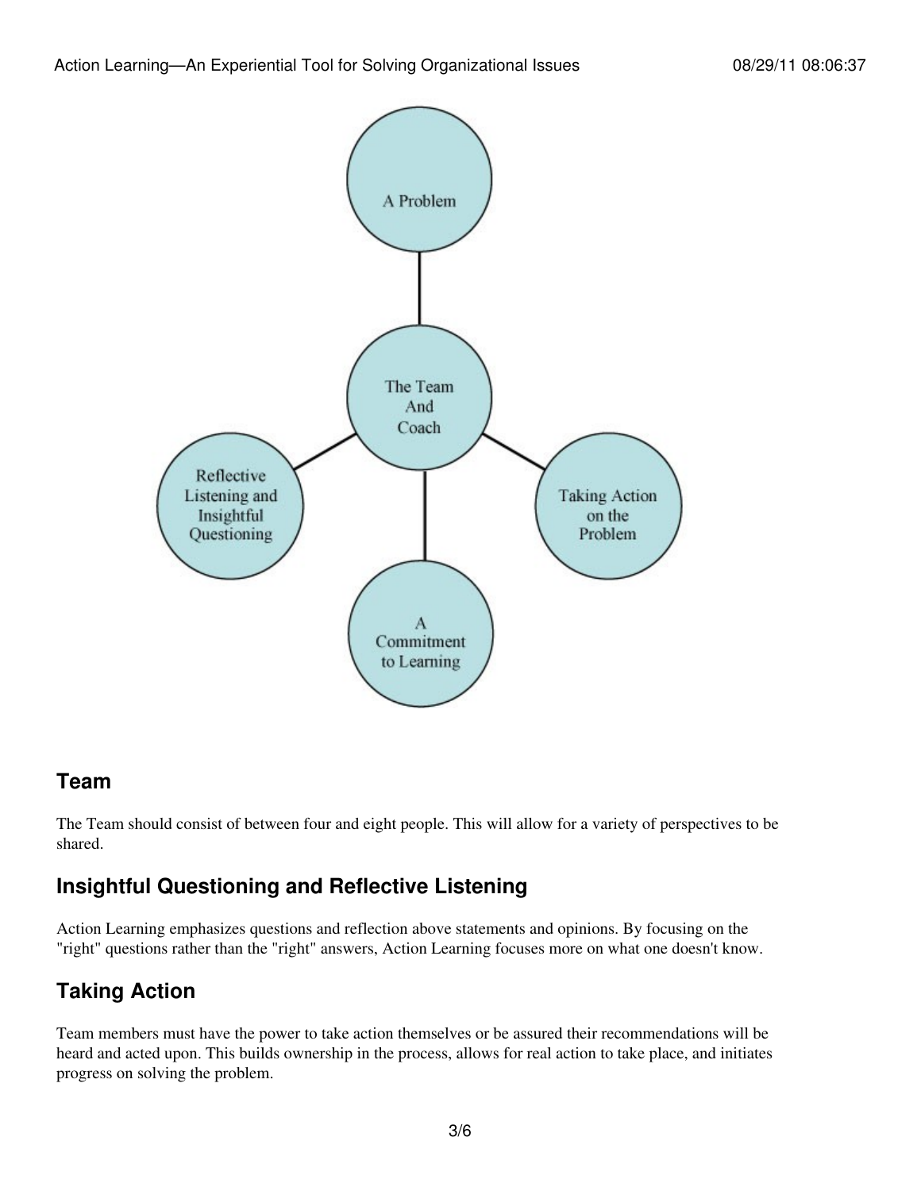## Team

The Team should consist of between four and eight people. This will allow for a variety of perspectives to be shared.

## Insightful Questioning and Reflective Listening

Action Learning emphasizes questions and reflection above statements and opinions. By focusing on the "right" questions rather than the "right" answers, Action Learning focuses more on what one doesn't know.

## Taking Action

Team members must have the power to take action themselves or be assured their recommendations will be heard and acted upon. This builds ownership in the process, allows for real action to take place, and initiates progress on solving the problem.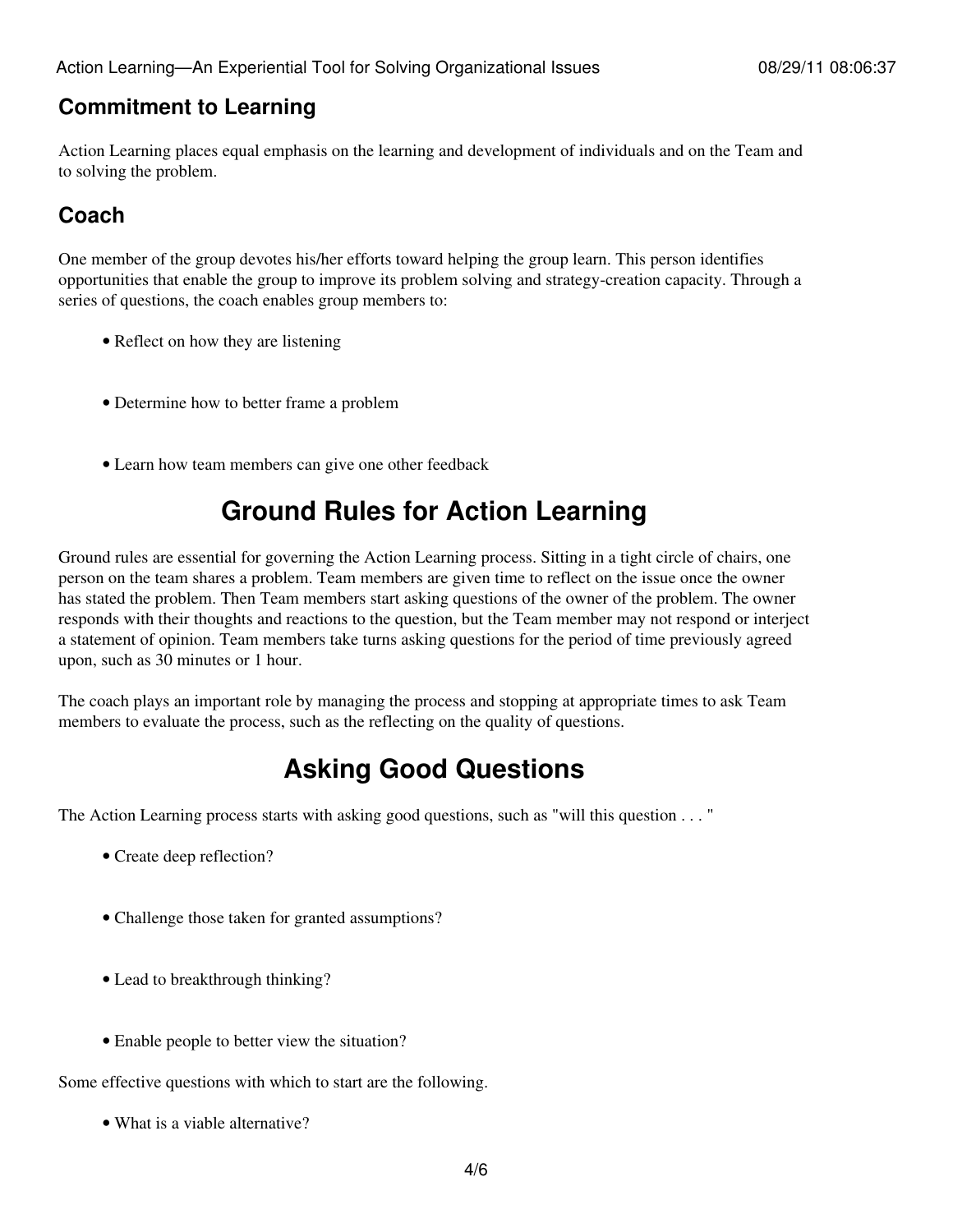## Commitment to Learning

Action Learning places equal emphasis on the learning and development of individuals and on the Team and to solving the problem.

## Coach

One member of the group devotes his/her efforts toward helping the group learn. This person identifies opportunities that enable the group to improve its problem solving and strategy-creation capacity. Through a series of questions, the coach enables group members to:

- Reflect on how they are listening
- Determine how to better frame a problem
- Learn how team members can give one other feedback

# Ground Rules for Action Learning

Ground rules are essential for governing the Action Learning process. Sitting in a tight circle of chairs, one person on the team shares a problem. Team members are given time to reflect on the issue once the owner has stated the problem. Then Team members start asking questions of the owner of the problem. The owner responds with their thoughts and reactions to the question, but the Team member may not respond or interject a statement of opinion. Team members take turns asking questions for the period of time previously agreed upon, such as 30 minutes or 1 hour.

The coach plays an important role by managing the process and stopping at appropriate times to ask Team members to evaluate the process, such as the reflecting on the quality of questions.

# Asking Good Questions

The Action Learning process starts with asking good questions, such as "will this question . . . "

- Create deep reflection?
- Challenge those taken for granted assumptions?
- Lead to breakthrough thinking?
- Enable people to better view the situation?

Some effective questions with which to start are the following.

- What is a viable alternative?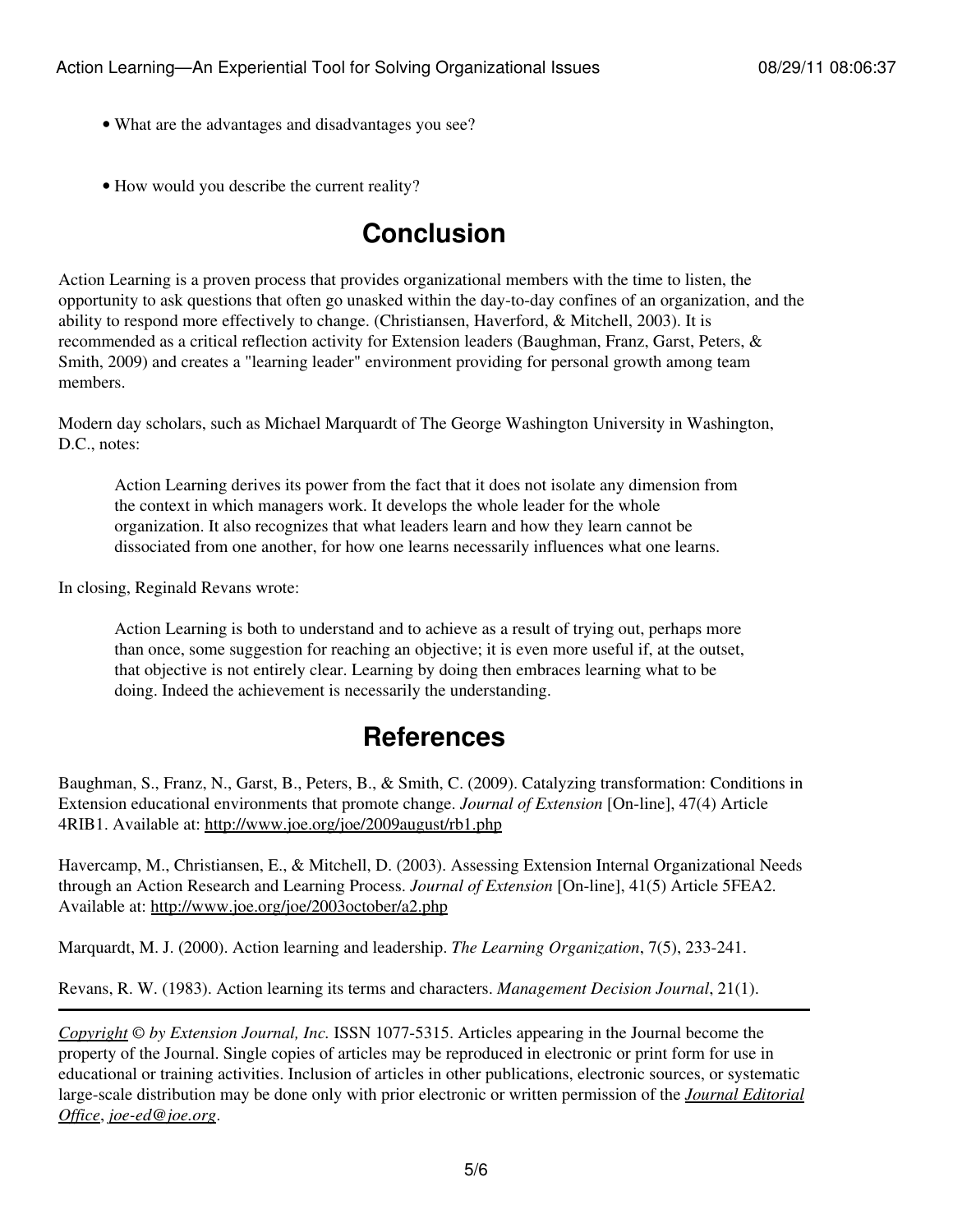- What are the advantages and disadvantages you see?
- How would you describe the current reality?

## Conclusion

Action Learning is a proven process that provides organizational members with the time to listen, the opportunity to ask questions that often go unasked within the day-to-day confines of an organization, and the ability to respond more effectively to change. (Christiansen, Haverford, & Mitchell, 2003). It is recommended as a critical reflection activity for Extension leaders (Baughman, Franz, Garst, Peters, & Smith, 2009) and creates a "learning leader" environment providing for personal growth among team members.

Modern day scholars, such as Michael Marquardt of The George Washington University in Washington, D.C., notes:

> Action Learning derives its power from the fact that it does not isolate any dimension from the context in which managers work. It develops the whole leader for the whole organization. It also recognizes that what leaders learn and how they learn cannot be dissociated from one another, for how one learns necessarily influences what one learns.

In closing, Reginald Revans wrote:

> Action Learning is both to understand and to achieve as a result of trying out, perhaps more than once, some suggestion for reaching an objective; it is even more useful if, at the outset, that objective is not entirely clear. Learning by doing then embraces learning what to be doing. Indeed the achievement is necessarily the understanding.

## References

Baughman, S., Franz, N., Garst, B., Peters, B., & Smith, C. (2009). Catalyzing transformation: Conditions in Extension educational environments that promote change. *Journal of Extension* [On-line], 47(4) Article 4RIB1. Available at: http://www.joe.org/joe/2009august/rb1.php

Havercamp, M., Christiansen, E., & Mitchell, D. (2003). Assessing Extension Internal Organizational Needs through an Action Research and Learning Process. *Journal of Extension* [On-line], 41(5) Article 5FEA2. Available at: http://www.joe.org/joe/2003october/a2.php

Marquardt, M. J. (2000). Action learning and leadership. *The Learning Organization*, 7(5), 233-241.

Revans, R. W. (1983). Action learning its terms and characters. *Management Decision Journal*, 21(1).

---

*Copyright* © *by Extension Journal, Inc.* ISSN 1077-5315. Articles appearing in the Journal become the property of the Journal. Single copies of articles may be reproduced in electronic or print form for use in educational or training activities. Inclusion of articles in other publications, electronic sources, or systematic large-scale distribution may be done only with prior electronic or written permission of the *Journal Editorial Office*, *joe-ed@joe.org*.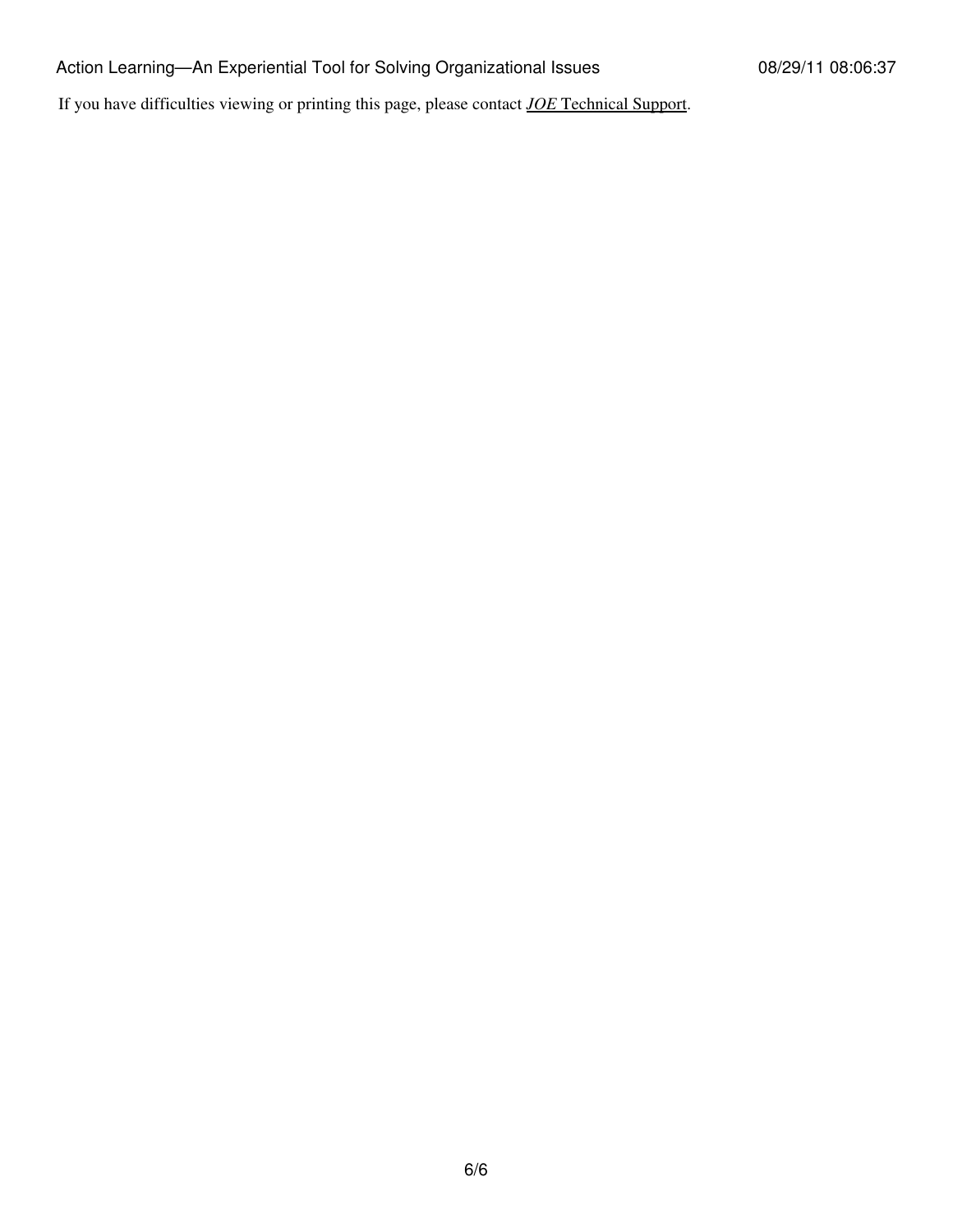If you have difficulties viewing or printing this page, please contact *JOE* Technical Support.